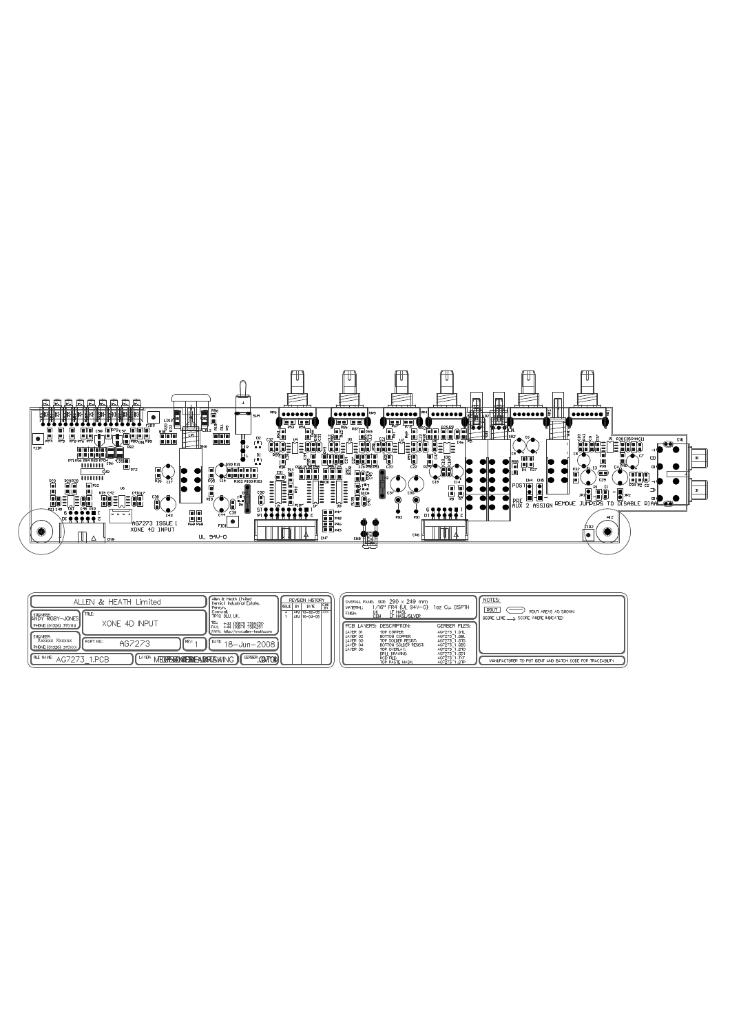ALLEN & HEATH Limited

Allen & Heath Limited
Kernick Industrial Estate,
Penryn,
Cornwall,
TR10 9LU, UK.

TEL: +44 (0)870 7556250
FAX: +44 (0)870 7556251
WWW: http://www.allen-heath.com

| ENGINEER: | ANDY RIGBY-JONES |
|---|---|
| PHONE: | (01326) 370119 |
| ENGINEER: | Xxxxxx Xxxxxx |
| PHONE: | (01326) 370xxx |

TITLE: XONE 4D INPUT

PART NO.: AG7273

REV: 1

DATE: 18-Jun-2008

FILE NAME: AG7273_1.PCB

GERBER: .GTO

**REVISION HISTORY**

| ISSUE | BY | DATE | CHK BY |
|---|---|---|---|
| 2 | ARJ | 13-02-09 | |
| 1 | ARJ | 16-03-08 | |

OVERALL PANEL SIZE: 290 x 249 mm
MATERIAL: 1/16" FR4 (UL 94V-0) 1oz Cu. DSPTH
FINISH: UK LF HASL, CEM LF HASL/SILVER

| PCB LAYERS: | DESCRIPTION: | GERBER FILES: |
|---|---|---|
| LAYER 01 | TOP COPPER: | AG7273_1.GTL |
| LAYER 02 | BOTTOM COPPER: | AG7273_1.GBL |
| LAYER 03 | TOP SOLDER RESIST: | AG7273_1.GTS |
| LAYER 04 | BOTTOM SOLDER RESIST: | AG7273_1.GBS |
| LAYER 05 | TOP OVERLAY: | AG7273_1.GTO |
| | DRILL DRAWING: | AG7273_1.GD1 |
| | NCD FILE: | AG7273_1.TXT |
| | TOP PASTE MASK: | AG7273_1.GTP |

NOTES:

ROUT — ROUT AREAS AS SHOWN

SCORE LINE — SCORE WHERE INDICATED

MANUFACTURER TO PUT IDENT AND BATCH CODE FOR TRACEABILITY

AG7273 ISSUE 1
XONE 4D INPUT

UL 94V-0

POST
PRE
AUX 2 ASSIGN

REMOVE JUMPERS TO DISABLE RIAA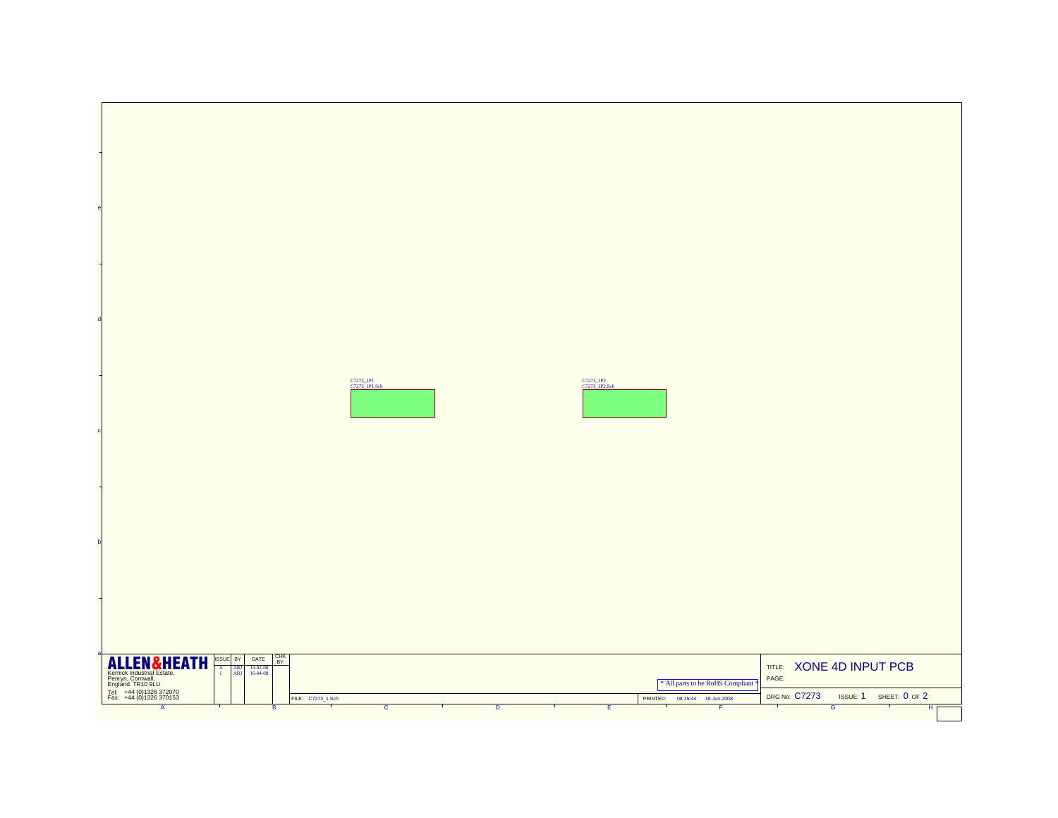C7273_1P1
C7273_1P1.Sch

C7273_1P2
C7273_1P2.Sch

**ALLEN&HEATH**
Kernick Industrial Estate,
Penryn, Cornwall,
England. TR10 9LU
Tel: +44 (0)1326 372070
Fax: +44 (0)1326 370153

| ISSUE | BY | DATE | CHK BY |
| --- | --- | --- | --- |
| A | ARJ | 13-02-08 | |
| 1 | ARJ | 16-04-08 | |

FILE: C7273_1.Sch

* All parts to be RoHS Compliant *

PRINTED: 08:15:44 18-Jun-2008

TITLE: XONE 4D INPUT PCB
PAGE:

DRG No: C7273 ISSUE: 1 SHEET: 0 OF 2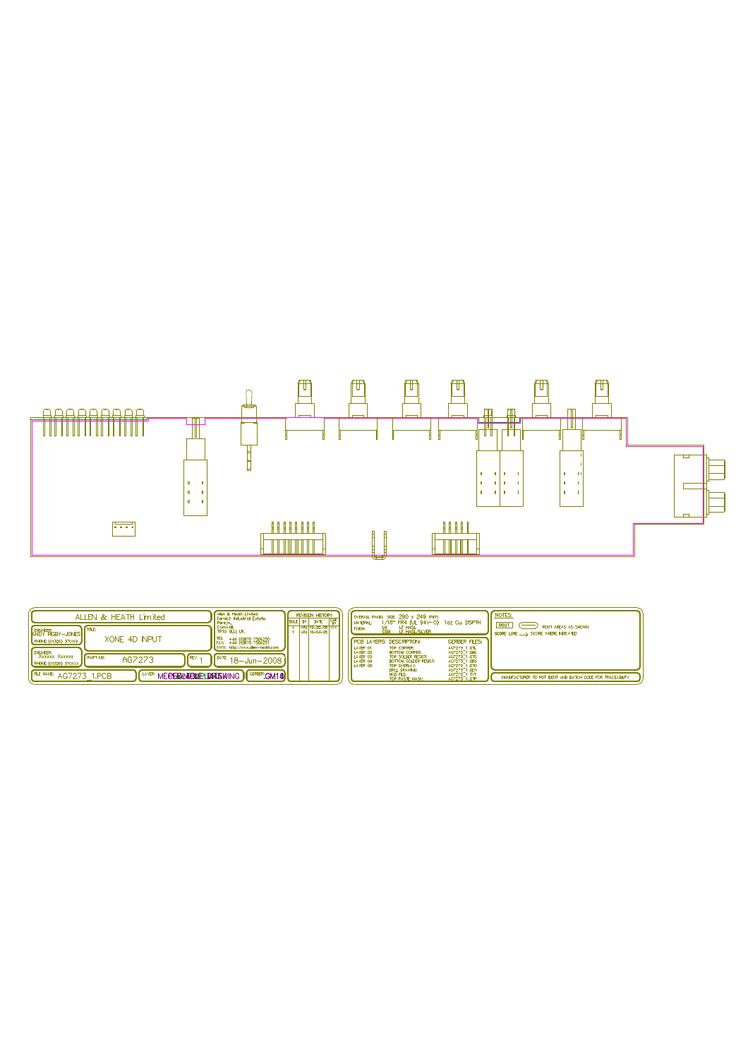ALLEN & HEATH Limited

Allen & Heath Limited
Kernick Industrial Estate,
Penryn,
Cornwall,
TR10 9LU, UK.

TEL: +44 (0)870 7556250
FAX: +44 (0)870 7556251
WWW: http://www.allen-heath.com

ENGINEER: ANDY RIGBY-JONES
PHONE: (01326) 370119

ENGINEER: Xxxxxx Xxxxxx
PHONE: (01326) 370XXX

TITLE: XONE 4D INPUT

PART NO: AG7273

REV: 1

DATE: 18-Jun-2008

FILE NAME: AG7273_1.PCB

LAYER: MECHANICAL DRAWING

GERBER: .GM18

| REVISION HISTORY | | | |
|---|---|---|---|
| ISSUE | BY | DATE | CHK BY |
| 2 | ARJ | 18-06-08 | XXX |
| 1 | ARJ | 18-04-08 | |

OVERALL PANEL SIZE: 290 x 249 mm

MATERIAL: 1/16" FR4 (UL 94V-0) 1oz Cu. DSPTH

FINISH: UK LF HASL
CEM LF HASL/SILVER

| PCB LAYERS: | DESCRIPTION: | GERBER FILES: |
|---|---|---|
| LAYER 01 | TOP COPPER | AG7273_1.GTL |
| LAYER 02 | BOTTOM COPPER | AG7273_1.GBL |
| LAYER 03 | TOP SOLDER RESIST | AG7273_1.GTS |
| LAYER 04 | BOTTOM SOLDER RESIST | AG7273_1.GBS |
| LAYER 05 | TOP OVERLAY | AG7273_1.GTO |
| | DRILL DRAWING | AG7273_1.GD1 |
| | NCD FILE | AG7273_1.TXT |
| | TOP PASTE MASK | AG7273_1.GTP |

NOTES:

ROUT — ROUT AREAS AS SHOWN

SCORE LINE → SCORE WHERE INDICATED

MANUFACTURER TO PUT IDENT AND BATCH CODE FOR TRACEABILITY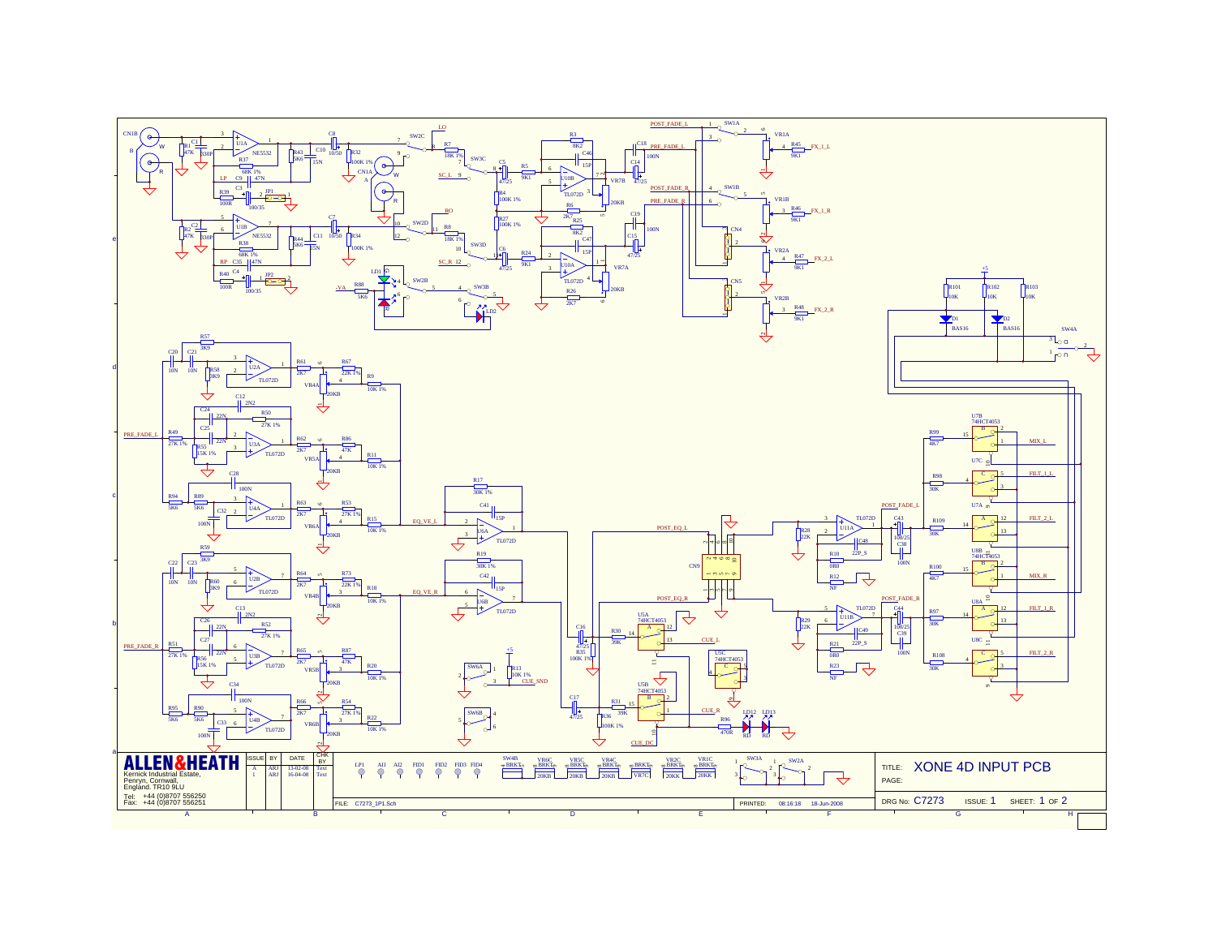# XONE 4D INPUT PCB

**ALLEN&HEATH**
Kernick Industrial Estate,
Penryn, Cornwall,
England. TR10 9LU

Tel: +44 (0)8707 556250
Fax: +44 (0)8707 556251

| ISSUE | BY | DATE | CHK BY |
|---|---|---|---|
| A | ARJ | 13-02-08 | Text |
| 1 | ARJ | 16-04-08 | Text |

FILE: C7273_1P1.Sch

PRINTED: 08:16:18 18-Jun-2008

TITLE: XONE 4D INPUT PCB

PAGE:

DRG No: C7273 ISSUE: 1 SHEET: 1 OF 2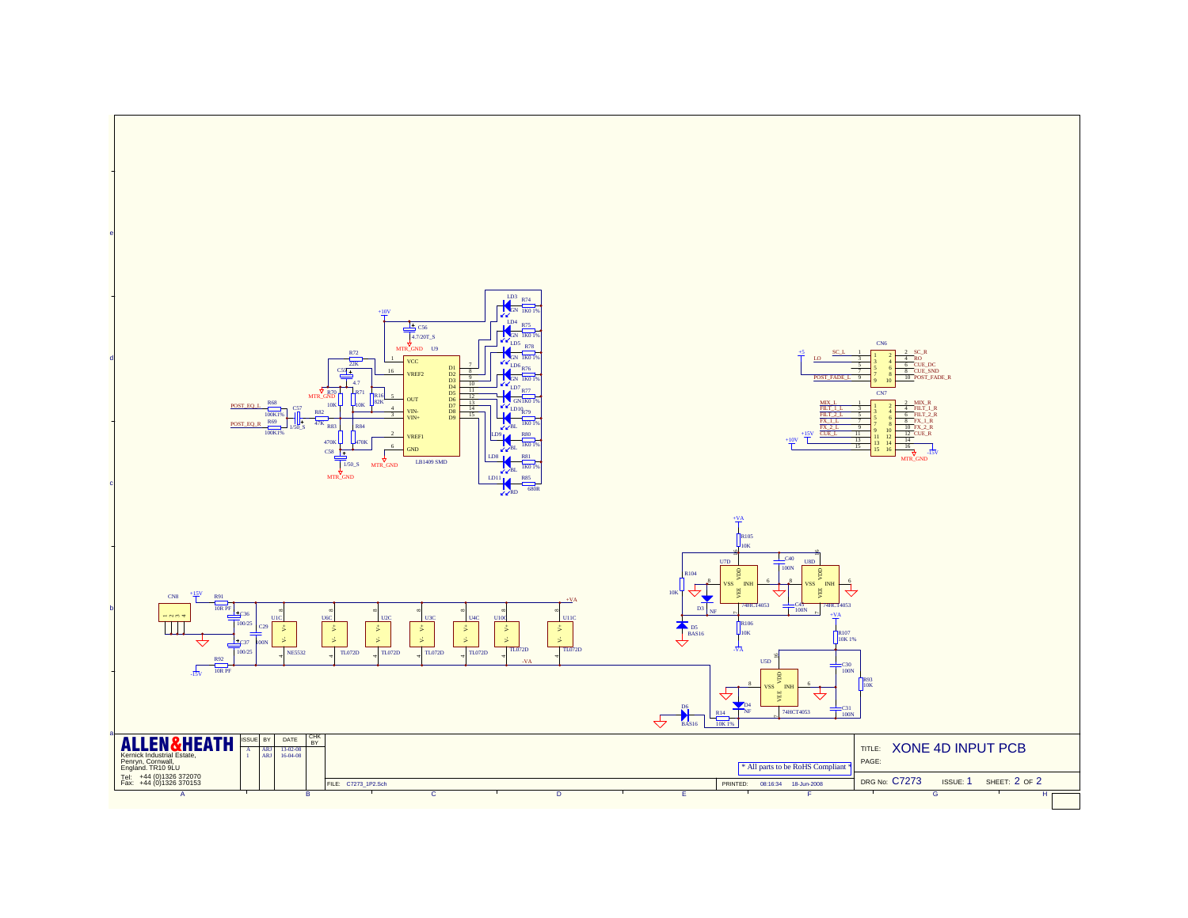ALLEN&HEATH
Kernick Industrial Estate,
Penryn, Cornwall,
England. TR10 9LU
Tel: +44 (0)1326 372070
Fax: +44 (0)1326 370153

| ISSUE | BY | DATE | CHK BY |
|---|---|---|---|
| A | ARJ | 13-02-08 | |
| 1 | ARJ | 16-04-08 | |

* All parts to be RoHS Compliant *

FILE: C7273_1P2.Sch

PRINTED: 08:16:34 18-Jun-2008

TITLE: XONE 4D INPUT PCB

PAGE:

DRG No: C7273 ISSUE: 1 SHEET: 2 OF 2